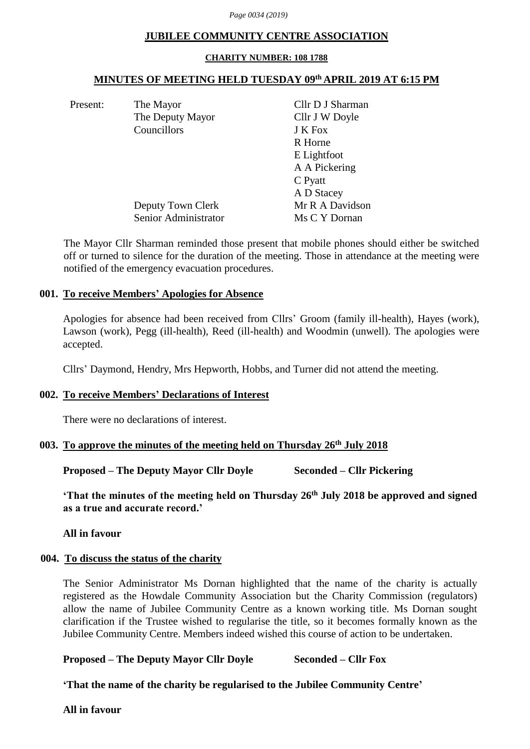# JUBILEE COMMUNITY CENTRE ASSOCIATION

**CHARITY NUMBER: 108 1788**

## MINUTES OF MEETING HELD TUESDAY 09th APRIL 2019 AT 6:15 PM

| Present: | | |
|---|---|---|
| | The Mayor | Cllr D J Sharman |
| | The Deputy Mayor | Cllr J W Doyle |
| | Councillors | J K Fox |
| | | R Horne |
| | | E Lightfoot |
| | | A A Pickering |
| | | C Pyatt |
| | | A D Stacey |
| | Deputy Town Clerk | Mr R A Davidson |
| | Senior Administrator | Ms C Y Dornan |

The Mayor Cllr Sharman reminded those present that mobile phones should either be switched off or turned to silence for the duration of the meeting. Those in attendance at the meeting were notified of the emergency evacuation procedures.

### 001. To receive Members' Apologies for Absence

Apologies for absence had been received from Cllrs' Groom (family ill-health), Hayes (work), Lawson (work), Pegg (ill-health), Reed (ill-health) and Woodmin (unwell). The apologies were accepted.

Cllrs' Daymond, Hendry, Mrs Hepworth, Hobbs, and Turner did not attend the meeting.

### 002. To receive Members' Declarations of Interest

There were no declarations of interest.

### 003. To approve the minutes of the meeting held on Thursday 26th July 2018

**Proposed – The Deputy Mayor Cllr Doyle  Seconded – Cllr Pickering**

**'That the minutes of the meeting held on Thursday 26th July 2018 be approved and signed as a true and accurate record.'**

**All in favour**

### 004. To discuss the status of the charity

The Senior Administrator Ms Dornan highlighted that the name of the charity is actually registered as the Howdale Community Association but the Charity Commission (regulators) allow the name of Jubilee Community Centre as a known working title. Ms Dornan sought clarification if the Trustee wished to regularise the title, so it becomes formally known as the Jubilee Community Centre. Members indeed wished this course of action to be undertaken.

**Proposed – The Deputy Mayor Cllr Doyle  Seconded – Cllr Fox**

**'That the name of the charity be regularised to the Jubilee Community Centre'**

**All in favour**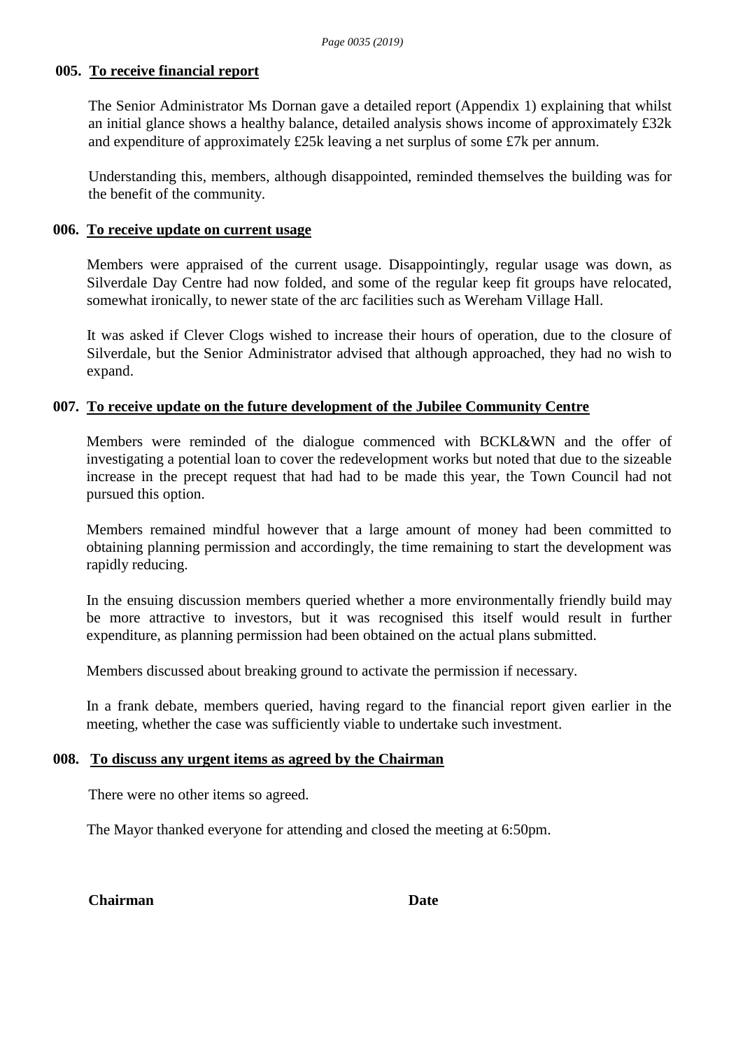**005. To receive financial report**

The Senior Administrator Ms Dornan gave a detailed report (Appendix 1) explaining that whilst an initial glance shows a healthy balance, detailed analysis shows income of approximately £32k and expenditure of approximately £25k leaving a net surplus of some £7k per annum.

Understanding this, members, although disappointed, reminded themselves the building was for the benefit of the community.

**006. To receive update on current usage**

Members were appraised of the current usage. Disappointingly, regular usage was down, as Silverdale Day Centre had now folded, and some of the regular keep fit groups have relocated, somewhat ironically, to newer state of the arc facilities such as Wereham Village Hall.

It was asked if Clever Clogs wished to increase their hours of operation, due to the closure of Silverdale, but the Senior Administrator advised that although approached, they had no wish to expand.

**007. To receive update on the future development of the Jubilee Community Centre**

Members were reminded of the dialogue commenced with BCKL&WN and the offer of investigating a potential loan to cover the redevelopment works but noted that due to the sizeable increase in the precept request that had had to be made this year, the Town Council had not pursued this option.

Members remained mindful however that a large amount of money had been committed to obtaining planning permission and accordingly, the time remaining to start the development was rapidly reducing.

In the ensuing discussion members queried whether a more environmentally friendly build may be more attractive to investors, but it was recognised this itself would result in further expenditure, as planning permission had been obtained on the actual plans submitted.

Members discussed about breaking ground to activate the permission if necessary.

In a frank debate, members queried, having regard to the financial report given earlier in the meeting, whether the case was sufficiently viable to undertake such investment.

**008. To discuss any urgent items as agreed by the Chairman**

There were no other items so agreed.

The Mayor thanked everyone for attending and closed the meeting at 6:50pm.

**Chairman** **Date**